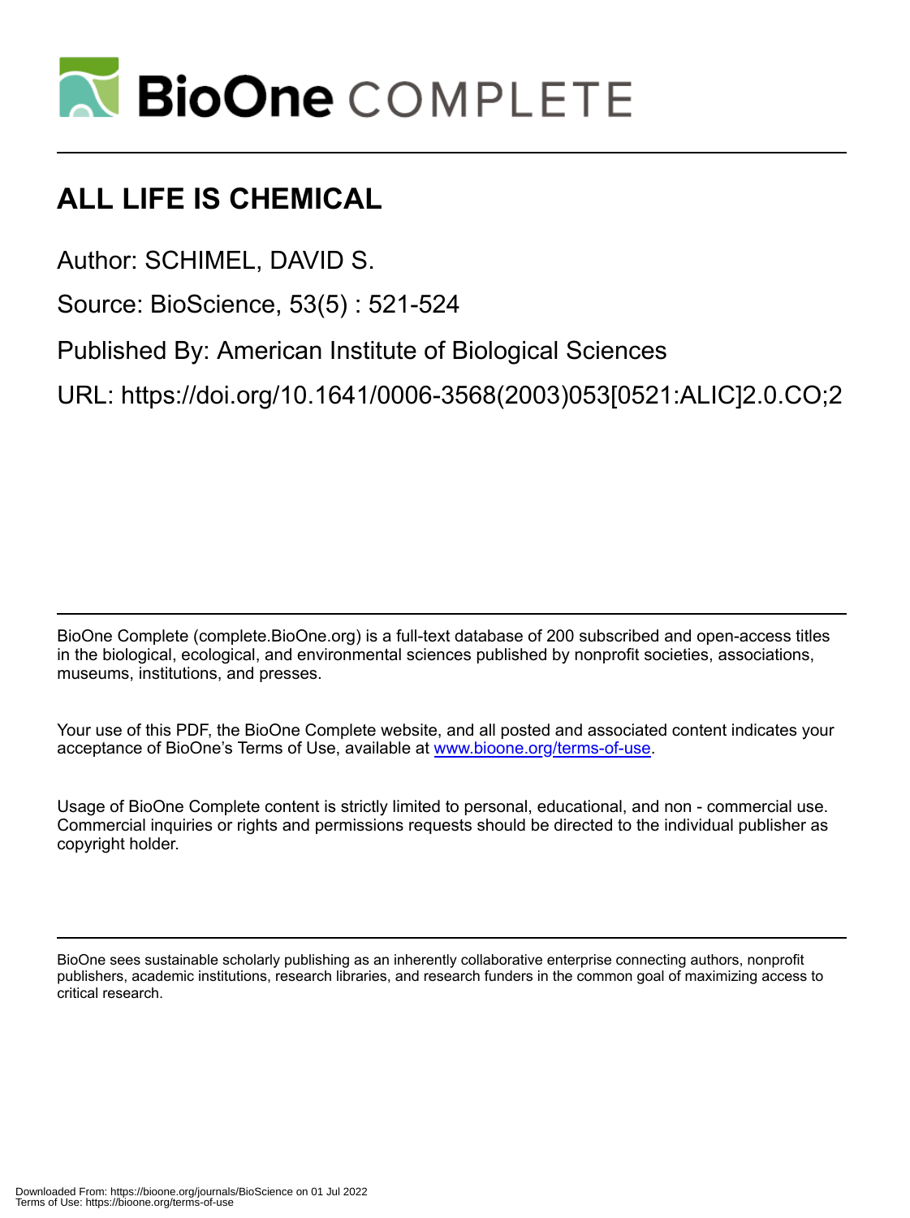# ALL LIFE IS CHEMICAL

Author: SCHIMEL, DAVID S.

Source: BioScience, 53(5) : 521-524

Published By: American Institute of Biological Sciences

URL: https://doi.org/10.1641/0006-3568(2003)053[0521:ALIC]2.0.CO;2

BioOne Complete (complete.BioOne.org) is a full-text database of 200 subscribed and open-access titles in the biological, ecological, and environmental sciences published by nonprofit societies, associations, museums, institutions, and presses.

Your use of this PDF, the BioOne Complete website, and all posted and associated content indicates your acceptance of BioOne's Terms of Use, available at www.bioone.org/terms-of-use.

Usage of BioOne Complete content is strictly limited to personal, educational, and non - commercial use. Commercial inquiries or rights and permissions requests should be directed to the individual publisher as copyright holder.

BioOne sees sustainable scholarly publishing as an inherently collaborative enterprise connecting authors, nonprofit publishers, academic institutions, research libraries, and research funders in the common goal of maximizing access to critical research.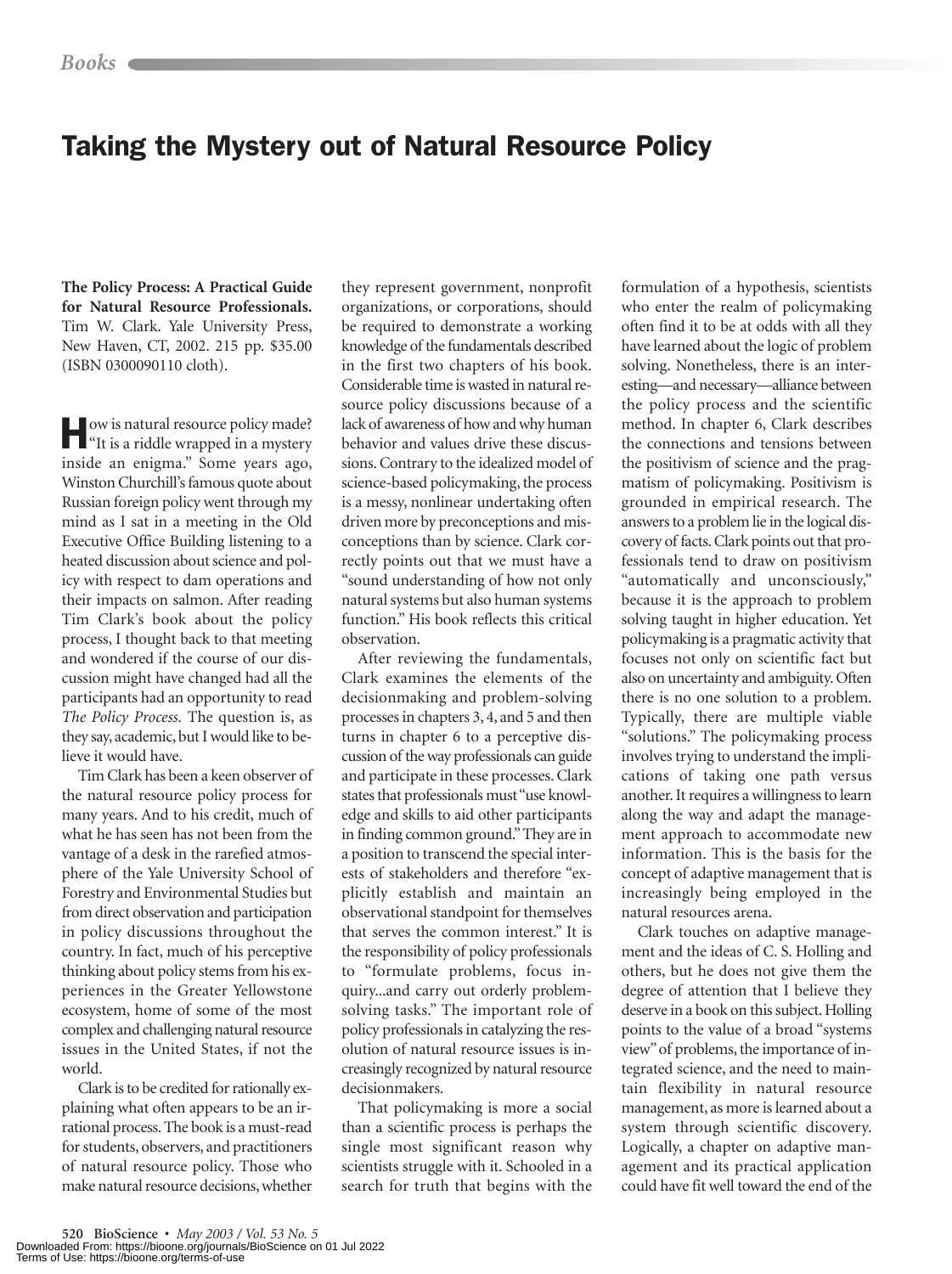# Taking the Mystery out of Natural Resource Policy

**The Policy Process: A Practical Guide for Natural Resource Professionals.** Tim W. Clark. Yale University Press, New Haven, CT, 2002. 215 pp. $35.00 (ISBN 0300090110 cloth).

How is natural resource policy made? "It is a riddle wrapped in a mystery inside an enigma." Some years ago, Winston Churchill's famous quote about Russian foreign policy went through my mind as I sat in a meeting in the Old Executive Office Building listening to a heated discussion about science and policy with respect to dam operations and their impacts on salmon. After reading Tim Clark's book about the policy process, I thought back to that meeting and wondered if the course of our discussion might have changed had all the participants had an opportunity to read *The Policy Process.* The question is, as they say, academic, but I would like to believe it would have.

Tim Clark has been a keen observer of the natural resource policy process for many years. And to his credit, much of what he has seen has not been from the vantage of a desk in the rarefied atmosphere of the Yale University School of Forestry and Environmental Studies but from direct observation and participation in policy discussions throughout the country. In fact, much of his perceptive thinking about policy stems from his experiences in the Greater Yellowstone ecosystem, home of some of the most complex and challenging natural resource issues in the United States, if not the world.

Clark is to be credited for rationally explaining what often appears to be an irrational process. The book is a must-read for students, observers, and practitioners of natural resource policy. Those who make natural resource decisions, whether they represent government, nonprofit organizations, or corporations, should be required to demonstrate a working knowledge of the fundamentals described in the first two chapters of his book. Considerable time is wasted in natural resource policy discussions because of a lack of awareness of how and why human behavior and values drive these discussions. Contrary to the idealized model of science-based policymaking, the process is a messy, nonlinear undertaking often driven more by preconceptions and misconceptions than by science. Clark correctly points out that we must have a "sound understanding of how not only natural systems but also human systems function." His book reflects this critical observation.

After reviewing the fundamentals, Clark examines the elements of the decisionmaking and problem-solving processes in chapters 3, 4, and 5 and then turns in chapter 6 to a perceptive discussion of the way professionals can guide and participate in these processes. Clark states that professionals must "use knowledge and skills to aid other participants in finding common ground." They are in a position to transcend the special interests of stakeholders and therefore "explicitly establish and maintain an observational standpoint for themselves that serves the common interest." It is the responsibility of policy professionals to "formulate problems, focus inquiry...and carry out orderly problem-solving tasks." The important role of policy professionals in catalyzing the resolution of natural resource issues is increasingly recognized by natural resource decisionmakers.

That policymaking is more a social than a scientific process is perhaps the single most significant reason why scientists struggle with it. Schooled in a search for truth that begins with the formulation of a hypothesis, scientists who enter the realm of policymaking often find it to be at odds with all they have learned about the logic of problem solving. Nonetheless, there is an interesting—and necessary—alliance between the policy process and the scientific method. In chapter 6, Clark describes the connections and tensions between the positivism of science and the pragmatism of policymaking. Positivism is grounded in empirical research. The answers to a problem lie in the logical discovery of facts. Clark points out that professionals tend to draw on positivism "automatically and unconsciously," because it is the approach to problem solving taught in higher education. Yet policymaking is a pragmatic activity that focuses not only on scientific fact but also on uncertainty and ambiguity. Often there is no one solution to a problem. Typically, there are multiple viable "solutions." The policymaking process involves trying to understand the implications of taking one path versus another. It requires a willingness to learn along the way and adapt the management approach to accommodate new information. This is the basis for the concept of adaptive management that is increasingly being employed in the natural resources arena.

Clark touches on adaptive management and the ideas of C. S. Holling and others, but he does not give them the degree of attention that I believe they deserve in a book on this subject. Holling points to the value of a broad "systems view" of problems, the importance of integrated science, and the need to maintain flexibility in natural resource management, as more is learned about a system through scientific discovery. Logically, a chapter on adaptive management and its practical application could have fit well toward the end of the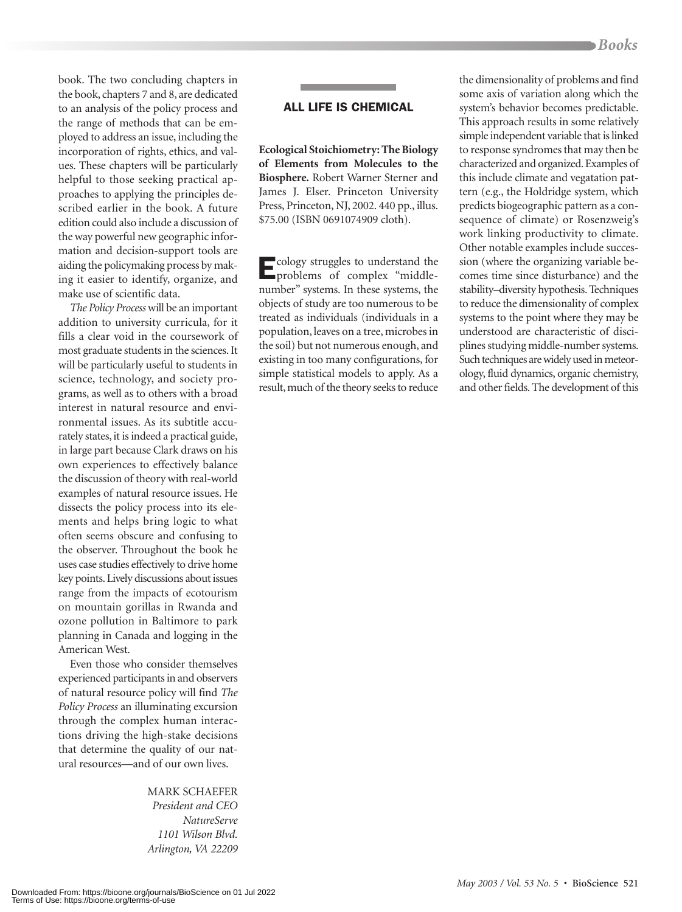book. The two concluding chapters in the book, chapters 7 and 8, are dedicated to an analysis of the policy process and the range of methods that can be employed to address an issue, including the incorporation of rights, ethics, and values. These chapters will be particularly helpful to those seeking practical approaches to applying the principles described earlier in the book. A future edition could also include a discussion of the way powerful new geographic information and decision-support tools are aiding the policymaking process by making it easier to identify, organize, and make use of scientific data.

*The Policy Process* will be an important addition to university curricula, for it fills a clear void in the coursework of most graduate students in the sciences. It will be particularly useful to students in science, technology, and society programs, as well as to others with a broad interest in natural resource and environmental issues. As its subtitle accurately states, it is indeed a practical guide, in large part because Clark draws on his own experiences to effectively balance the discussion of theory with real-world examples of natural resource issues. He dissects the policy process into its elements and helps bring logic to what often seems obscure and confusing to the observer. Throughout the book he uses case studies effectively to drive home key points. Lively discussions about issues range from the impacts of ecotourism on mountain gorillas in Rwanda and ozone pollution in Baltimore to park planning in Canada and logging in the American West.

Even those who consider themselves experienced participants in and observers of natural resource policy will find *The Policy Process* an illuminating excursion through the complex human interactions driving the high-stake decisions that determine the quality of our natural resources—and of our own lives.

MARK SCHAEFER
*President and CEO*
*NatureServe*
*1101 Wilson Blvd.*
*Arlington, VA 22209*

## ALL LIFE IS CHEMICAL

**Ecological Stoichiometry: The Biology of Elements from Molecules to the Biosphere.** Robert Warner Sterner and James J. Elser. Princeton University Press, Princeton, NJ, 2002. 440 pp., illus. $75.00 (ISBN 0691074909 cloth).

Ecology struggles to understand the problems of complex "middle-number" systems. In these systems, the objects of study are too numerous to be treated as individuals (individuals in a population, leaves on a tree, microbes in the soil) but not numerous enough, and existing in too many configurations, for simple statistical models to apply. As a result, much of the theory seeks to reduce the dimensionality of problems and find some axis of variation along which the system's behavior becomes predictable. This approach results in some relatively simple independent variable that is linked to response syndromes that may then be characterized and organized. Examples of this include climate and vegatation pattern (e.g., the Holdridge system, which predicts biogeographic pattern as a consequence of climate) or Rosenzweig's work linking productivity to climate. Other notable examples include succession (where the organizing variable becomes time since disturbance) and the stability–diversity hypothesis. Techniques to reduce the dimensionality of complex systems to the point where they may be understood are characteristic of disciplines studying middle-number systems. Such techniques are widely used in meteorology, fluid dynamics, organic chemistry, and other fields. The development of this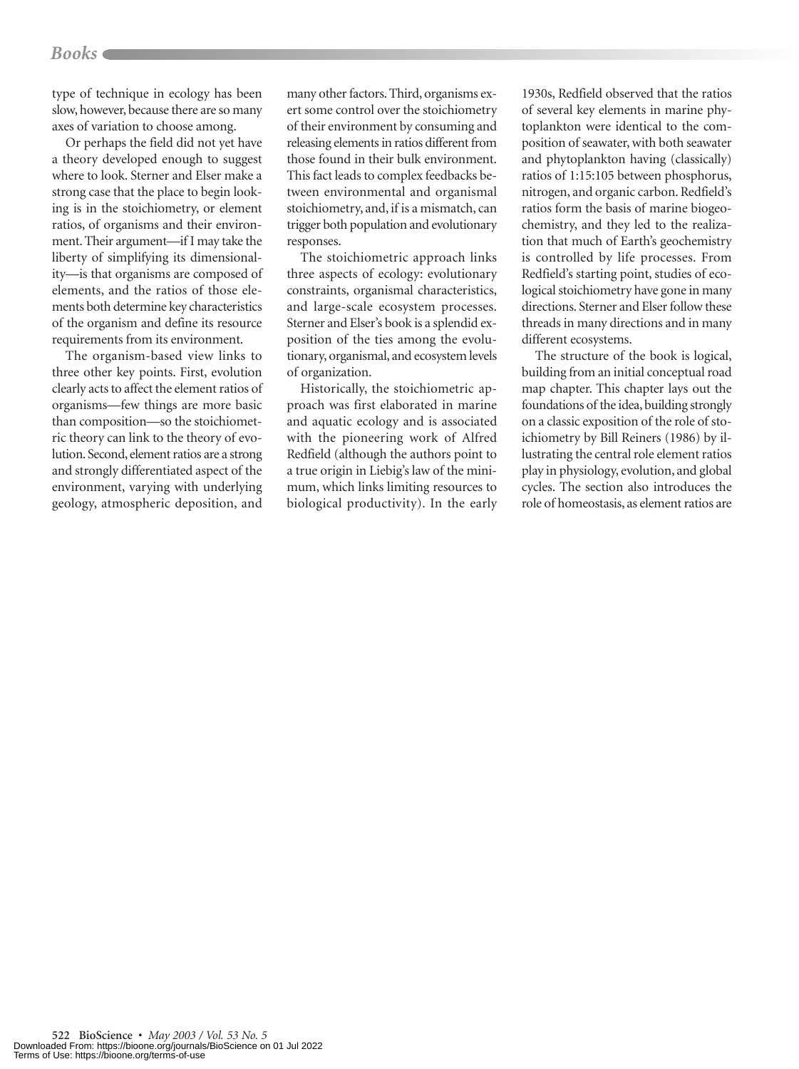type of technique in ecology has been slow, however, because there are so many axes of variation to choose among.

Or perhaps the field did not yet have a theory developed enough to suggest where to look. Sterner and Elser make a strong case that the place to begin looking is in the stoichiometry, or element ratios, of organisms and their environment. Their argument—if I may take the liberty of simplifying its dimensionality—is that organisms are composed of elements, and the ratios of those elements both determine key characteristics of the organism and define its resource requirements from its environment.

The organism-based view links to three other key points. First, evolution clearly acts to affect the element ratios of organisms—few things are more basic than composition—so the stoichiometric theory can link to the theory of evolution. Second, element ratios are a strong and strongly differentiated aspect of the environment, varying with underlying geology, atmospheric deposition, and many other factors. Third, organisms exert some control over the stoichiometry of their environment by consuming and releasing elements in ratios different from those found in their bulk environment. This fact leads to complex feedbacks between environmental and organismal stoichiometry, and, if is a mismatch, can trigger both population and evolutionary responses.

The stoichiometric approach links three aspects of ecology: evolutionary constraints, organismal characteristics, and large-scale ecosystem processes. Sterner and Elser's book is a splendid exposition of the ties among the evolutionary, organismal, and ecosystem levels of organization.

Historically, the stoichiometric approach was first elaborated in marine and aquatic ecology and is associated with the pioneering work of Alfred Redfield (although the authors point to a true origin in Liebig's law of the minimum, which links limiting resources to biological productivity). In the early 1930s, Redfield observed that the ratios of several key elements in marine phytoplankton were identical to the composition of seawater, with both seawater and phytoplankton having (classically) ratios of 1:15:105 between phosphorus, nitrogen, and organic carbon. Redfield's ratios form the basis of marine biogeochemistry, and they led to the realization that much of Earth's geochemistry is controlled by life processes. From Redfield's starting point, studies of ecological stoichiometry have gone in many directions. Sterner and Elser follow these threads in many directions and in many different ecosystems.

The structure of the book is logical, building from an initial conceptual road map chapter. This chapter lays out the foundations of the idea, building strongly on a classic exposition of the role of stoichiometry by Bill Reiners (1986) by illustrating the central role element ratios play in physiology, evolution, and global cycles. The section also introduces the role of homeostasis, as element ratios are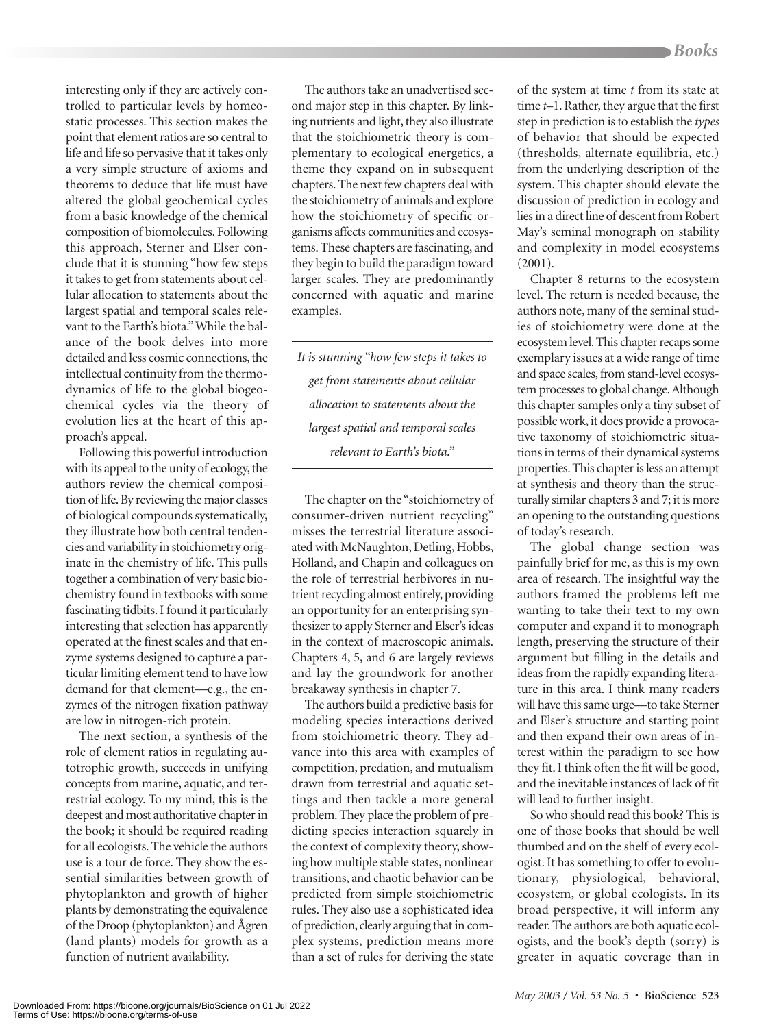interesting only if they are actively controlled to particular levels by homeostatic processes. This section makes the point that element ratios are so central to life and life so pervasive that it takes only a very simple structure of axioms and theorems to deduce that life must have altered the global geochemical cycles from a basic knowledge of the chemical composition of biomolecules. Following this approach, Sterner and Elser conclude that it is stunning "how few steps it takes to get from statements about cellular allocation to statements about the largest spatial and temporal scales relevant to the Earth's biota." While the balance of the book delves into more detailed and less cosmic connections, the intellectual continuity from the thermodynamics of life to the global biogeochemical cycles via the theory of evolution lies at the heart of this approach's appeal.

Following this powerful introduction with its appeal to the unity of ecology, the authors review the chemical composition of life. By reviewing the major classes of biological compounds systematically, they illustrate how both central tendencies and variability in stoichiometry originate in the chemistry of life. This pulls together a combination of very basic biochemistry found in textbooks with some fascinating tidbits. I found it particularly interesting that selection has apparently operated at the finest scales and that enzyme systems designed to capture a particular limiting element tend to have low demand for that element—e.g., the enzymes of the nitrogen fixation pathway are low in nitrogen-rich protein.

The next section, a synthesis of the role of element ratios in regulating autotrophic growth, succeeds in unifying concepts from marine, aquatic, and terrestrial ecology. To my mind, this is the deepest and most authoritative chapter in the book; it should be required reading for all ecologists. The vehicle the authors use is a tour de force. They show the essential similarities between growth of phytoplankton and growth of higher plants by demonstrating the equivalence of the Droop (phytoplankton) and Ågren (land plants) models for growth as a function of nutrient availability.

The authors take an unadvertised second major step in this chapter. By linking nutrients and light, they also illustrate that the stoichiometric theory is complementary to ecological energetics, a theme they expand on in subsequent chapters. The next few chapters deal with the stoichiometry of animals and explore how the stoichiometry of specific organisms affects communities and ecosystems. These chapters are fascinating, and they begin to build the paradigm toward larger scales. They are predominantly concerned with aquatic and marine examples.

> *It is stunning "how few steps it takes to get from statements about cellular allocation to statements about the largest spatial and temporal scales relevant to Earth's biota."*

The chapter on the "stoichiometry of consumer-driven nutrient recycling" misses the terrestrial literature associated with McNaughton, Detling, Hobbs, Holland, and Chapin and colleagues on the role of terrestrial herbivores in nutrient recycling almost entirely, providing an opportunity for an enterprising synthesizer to apply Sterner and Elser's ideas in the context of macroscopic animals. Chapters 4, 5, and 6 are largely reviews and lay the groundwork for another breakaway synthesis in chapter 7.

The authors build a predictive basis for modeling species interactions derived from stoichiometric theory. They advance into this area with examples of competition, predation, and mutualism drawn from terrestrial and aquatic settings and then tackle a more general problem. They place the problem of predicting species interaction squarely in the context of complexity theory, showing how multiple stable states, nonlinear transitions, and chaotic behavior can be predicted from simple stoichiometric rules. They also use a sophisticated idea of prediction, clearly arguing that in complex systems, prediction means more than a set of rules for deriving the state of the system at time $t$ from its state at time $t$–1. Rather, they argue that the first step in prediction is to establish the *types* of behavior that should be expected (thresholds, alternate equilibria, etc.) from the underlying description of the system. This chapter should elevate the discussion of prediction in ecology and lies in a direct line of descent from Robert May's seminal monograph on stability and complexity in model ecosystems (2001).

Chapter 8 returns to the ecosystem level. The return is needed because, the authors note, many of the seminal studies of stoichiometry were done at the ecosystem level. This chapter recaps some exemplary issues at a wide range of time and space scales, from stand-level ecosystem processes to global change. Although this chapter samples only a tiny subset of possible work, it does provide a provocative taxonomy of stoichiometric situations in terms of their dynamical systems properties. This chapter is less an attempt at synthesis and theory than the structurally similar chapters 3 and 7; it is more an opening to the outstanding questions of today's research.

The global change section was painfully brief for me, as this is my own area of research. The insightful way the authors framed the problems left me wanting to take their text to my own computer and expand it to monograph length, preserving the structure of their argument but filling in the details and ideas from the rapidly expanding literature in this area. I think many readers will have this same urge—to take Sterner and Elser's structure and starting point and then expand their own areas of interest within the paradigm to see how they fit. I think often the fit will be good, and the inevitable instances of lack of fit will lead to further insight.

So who should read this book? This is one of those books that should be well thumbed and on the shelf of every ecologist. It has something to offer to evolutionary, physiological, behavioral, ecosystem, or global ecologists. In its broad perspective, it will inform any reader. The authors are both aquatic ecologists, and the book's depth (sorry) is greater in aquatic coverage than in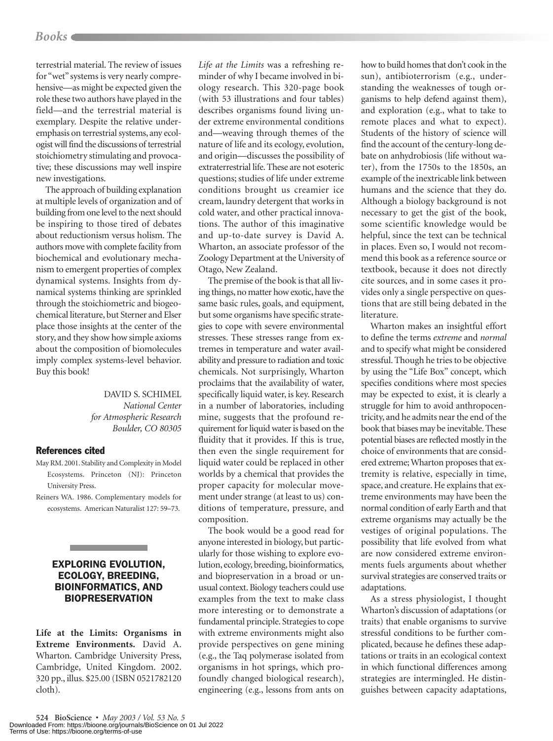terrestrial material. The review of issues for "wet" systems is very nearly comprehensive—as might be expected given the role these two authors have played in the field—and the terrestrial material is exemplary. Despite the relative underemphasis on terrestrial systems, any ecologist will find the discussions of terrestrial stoichiometry stimulating and provocative; these discussions may well inspire new investigations.

The approach of building explanation at multiple levels of organization and of building from one level to the next should be inspiring to those tired of debates about reductionism versus holism. The authors move with complete facility from biochemical and evolutionary mechanism to emergent properties of complex dynamical systems. Insights from dynamical systems thinking are sprinkled through the stoichiometric and biogeochemical literature, but Sterner and Elser place those insights at the center of the story, and they show how simple axioms about the composition of biomolecules imply complex systems-level behavior. Buy this book!

DAVID S. SCHIMEL
*National Center for Atmospheric Research*
*Boulder, CO 80305*

### References cited

May RM. 2001. Stability and Complexity in Model Ecosystems. Princeton (NJ): Princeton University Press.

Reiners WA. 1986. Complementary models for ecosystems. American Naturalist 127: 59–73.

## EXPLORING EVOLUTION, ECOLOGY, BREEDING, BIOINFORMATICS, AND BIOPRESERVATION

**Life at the Limits: Organisms in Extreme Environments.** David A. Wharton. Cambridge University Press, Cambridge, United Kingdom. 2002. 320 pp., illus. $25.00 (ISBN 0521782120 cloth).

*Life at the Limits* was a refreshing reminder of why I became involved in biology research. This 320-page book (with 53 illustrations and four tables) describes organisms found living under extreme environmental conditions and—weaving through themes of the nature of life and its ecology, evolution, and origin—discusses the possibility of extraterrestrial life. These are not esoteric questions; studies of life under extreme conditions brought us creamier ice cream, laundry detergent that works in cold water, and other practical innovations. The author of this imaginative and up-to-date survey is David A. Wharton, an associate professor of the Zoology Department at the University of Otago, New Zealand.

The premise of the book is that all living things, no matter how exotic, have the same basic rules, goals, and equipment, but some organisms have specific strategies to cope with severe environmental stresses. These stresses range from extremes in temperature and water availability and pressure to radiation and toxic chemicals. Not surprisingly, Wharton proclaims that the availability of water, specifically liquid water, is key. Research in a number of laboratories, including mine, suggests that the profound requirement for liquid water is based on the fluidity that it provides. If this is true, then even the single requirement for liquid water could be replaced in other worlds by a chemical that provides the proper capacity for molecular movement under strange (at least to us) conditions of temperature, pressure, and composition.

The book would be a good read for anyone interested in biology, but particularly for those wishing to explore evolution, ecology, breeding, bioinformatics, and biopreservation in a broad or unusual context. Biology teachers could use examples from the text to make class more interesting or to demonstrate a fundamental principle. Strategies to cope with extreme environments might also provide perspectives on gene mining (e.g., the Taq polymerase isolated from organisms in hot springs, which profoundly changed biological research), engineering (e.g., lessons from ants on how to build homes that don't cook in the sun), antibioterrorism (e.g., understanding the weaknesses of tough organisms to help defend against them), and exploration (e.g., what to take to remote places and what to expect). Students of the history of science will find the account of the century-long debate on anhydrobiosis (life without water), from the 1750s to the 1850s, an example of the inextricable link between humans and the science that they do. Although a biology background is not necessary to get the gist of the book, some scientific knowledge would be helpful, since the text can be technical in places. Even so, I would not recommend this book as a reference source or textbook, because it does not directly cite sources, and in some cases it provides only a single perspective on questions that are still being debated in the literature.

Wharton makes an insightful effort to define the terms *extreme* and *normal* and to specify what might be considered stressful. Though he tries to be objective by using the "Life Box" concept, which specifies conditions where most species may be expected to exist, it is clearly a struggle for him to avoid anthropocentricity, and he admits near the end of the book that biases may be inevitable. These potential biases are reflected mostly in the choice of environments that are considered extreme; Wharton proposes that extremity is relative, especially in time, space, and creature. He explains that extreme environments may have been the normal condition of early Earth and that extreme organisms may actually be the vestiges of original populations. The possibility that life evolved from what are now considered extreme environments fuels arguments about whether survival strategies are conserved traits or adaptations.

As a stress physiologist, I thought Wharton's discussion of adaptations (or traits) that enable organisms to survive stressful conditions to be further complicated, because he defines these adaptations or traits in an ecological context in which functional differences among strategies are intermingled. He distinguishes between capacity adaptations,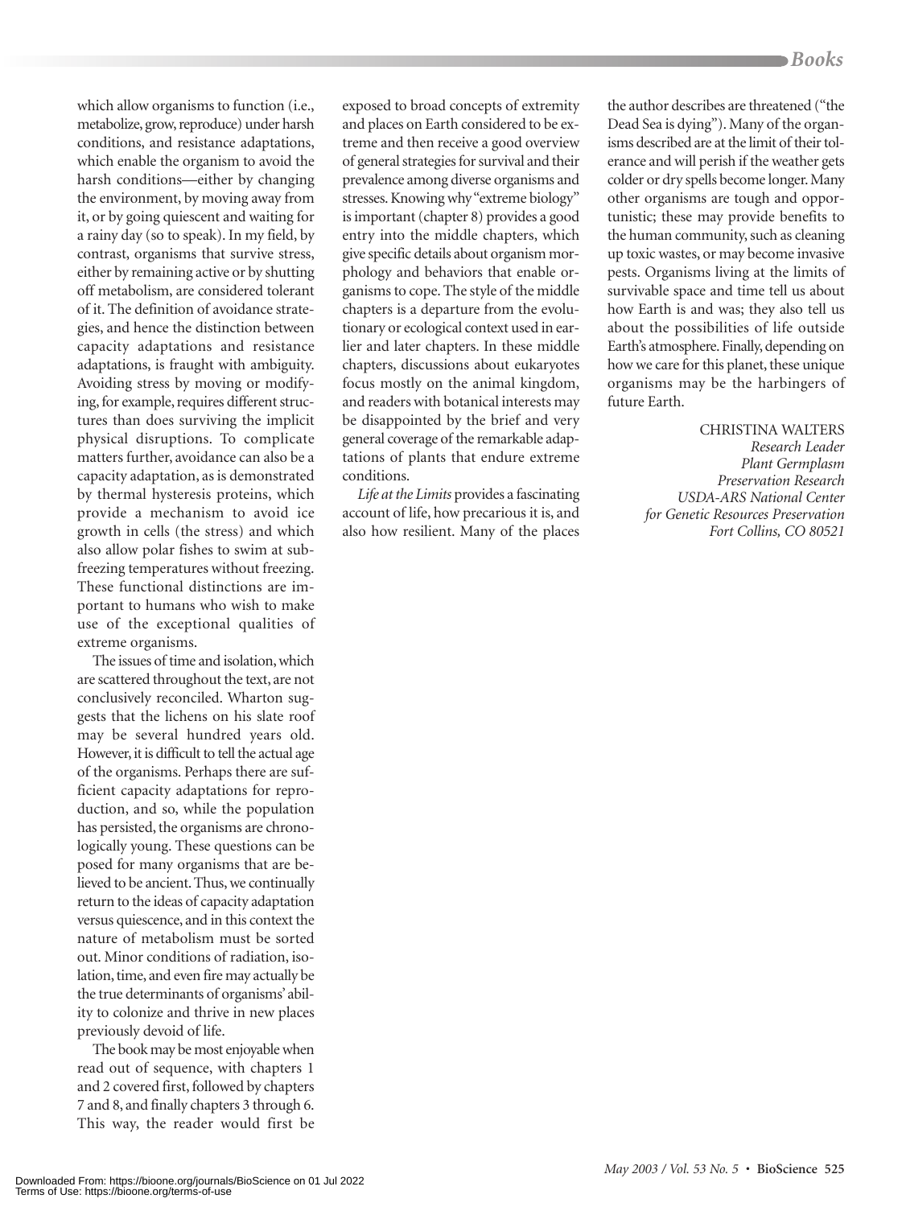which allow organisms to function (i.e., metabolize, grow, reproduce) under harsh conditions, and resistance adaptations, which enable the organism to avoid the harsh conditions—either by changing the environment, by moving away from it, or by going quiescent and waiting for a rainy day (so to speak). In my field, by contrast, organisms that survive stress, either by remaining active or by shutting off metabolism, are considered tolerant of it. The definition of avoidance strategies, and hence the distinction between capacity adaptations and resistance adaptations, is fraught with ambiguity. Avoiding stress by moving or modifying, for example, requires different structures than does surviving the implicit physical disruptions. To complicate matters further, avoidance can also be a capacity adaptation, as is demonstrated by thermal hysteresis proteins, which provide a mechanism to avoid ice growth in cells (the stress) and which also allow polar fishes to swim at subfreezing temperatures without freezing. These functional distinctions are important to humans who wish to make use of the exceptional qualities of extreme organisms.

The issues of time and isolation, which are scattered throughout the text, are not conclusively reconciled. Wharton suggests that the lichens on his slate roof may be several hundred years old. However, it is difficult to tell the actual age of the organisms. Perhaps there are sufficient capacity adaptations for reproduction, and so, while the population has persisted, the organisms are chronologically young. These questions can be posed for many organisms that are believed to be ancient. Thus, we continually return to the ideas of capacity adaptation versus quiescence, and in this context the nature of metabolism must be sorted out. Minor conditions of radiation, isolation, time, and even fire may actually be the true determinants of organisms' ability to colonize and thrive in new places previously devoid of life.

The book may be most enjoyable when read out of sequence, with chapters 1 and 2 covered first, followed by chapters 7 and 8, and finally chapters 3 through 6. This way, the reader would first be exposed to broad concepts of extremity and places on Earth considered to be extreme and then receive a good overview of general strategies for survival and their prevalence among diverse organisms and stresses. Knowing why "extreme biology" is important (chapter 8) provides a good entry into the middle chapters, which give specific details about organism morphology and behaviors that enable organisms to cope. The style of the middle chapters is a departure from the evolutionary or ecological context used in earlier and later chapters. In these middle chapters, discussions about eukaryotes focus mostly on the animal kingdom, and readers with botanical interests may be disappointed by the brief and very general coverage of the remarkable adaptations of plants that endure extreme conditions.

*Life at the Limits* provides a fascinating account of life, how precarious it is, and also how resilient. Many of the places the author describes are threatened ("the Dead Sea is dying"). Many of the organisms described are at the limit of their tolerance and will perish if the weather gets colder or dry spells become longer. Many other organisms are tough and opportunistic; these may provide benefits to the human community, such as cleaning up toxic wastes, or may become invasive pests. Organisms living at the limits of survivable space and time tell us about how Earth is and was; they also tell us about the possibilities of life outside Earth's atmosphere. Finally, depending on how we care for this planet, these unique organisms may be the harbingers of future Earth.

CHRISTINA WALTERS
*Research Leader*
*Plant Germplasm Preservation Research*
*USDA-ARS National Center for Genetic Resources Preservation*
*Fort Collins, CO 80521*